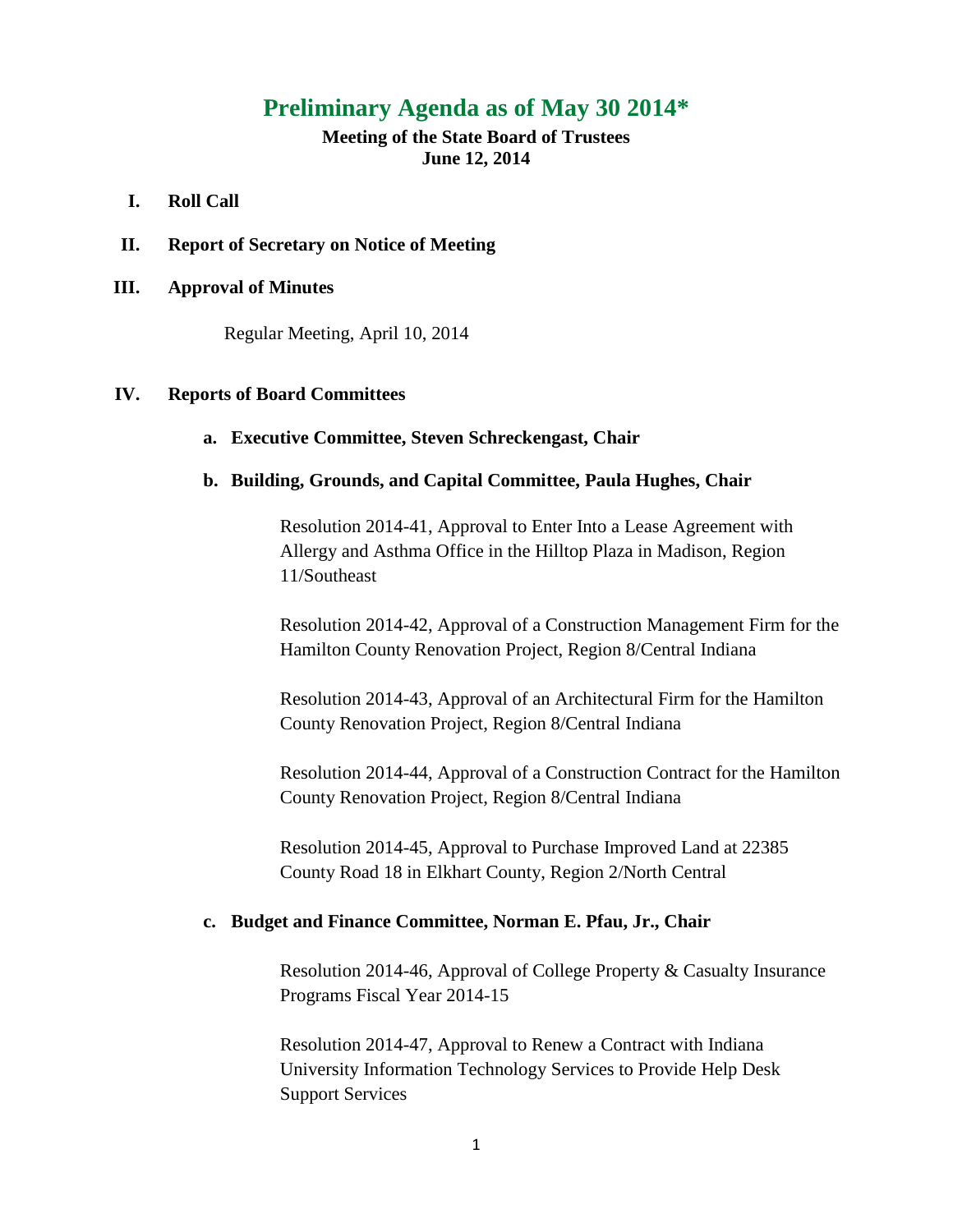# Preliminary Agenda as of May 30 2014*

**Meeting of the State Board of Trustees**
**June 12, 2014**

**I. Roll Call**

**II. Report of Secretary on Notice of Meeting**

**III. Approval of Minutes**

Regular Meeting, April 10, 2014

**IV. Reports of Board Committees**

**a. Executive Committee, Steven Schreckengast, Chair**

**b. Building, Grounds, and Capital Committee, Paula Hughes, Chair**

Resolution 2014-41, Approval to Enter Into a Lease Agreement with Allergy and Asthma Office in the Hilltop Plaza in Madison, Region 11/Southeast

Resolution 2014-42, Approval of a Construction Management Firm for the Hamilton County Renovation Project, Region 8/Central Indiana

Resolution 2014-43, Approval of an Architectural Firm for the Hamilton County Renovation Project, Region 8/Central Indiana

Resolution 2014-44, Approval of a Construction Contract for the Hamilton County Renovation Project, Region 8/Central Indiana

Resolution 2014-45, Approval to Purchase Improved Land at 22385 County Road 18 in Elkhart County, Region 2/North Central

**c. Budget and Finance Committee, Norman E. Pfau, Jr., Chair**

Resolution 2014-46, Approval of College Property & Casualty Insurance Programs Fiscal Year 2014-15

Resolution 2014-47, Approval to Renew a Contract with Indiana University Information Technology Services to Provide Help Desk Support Services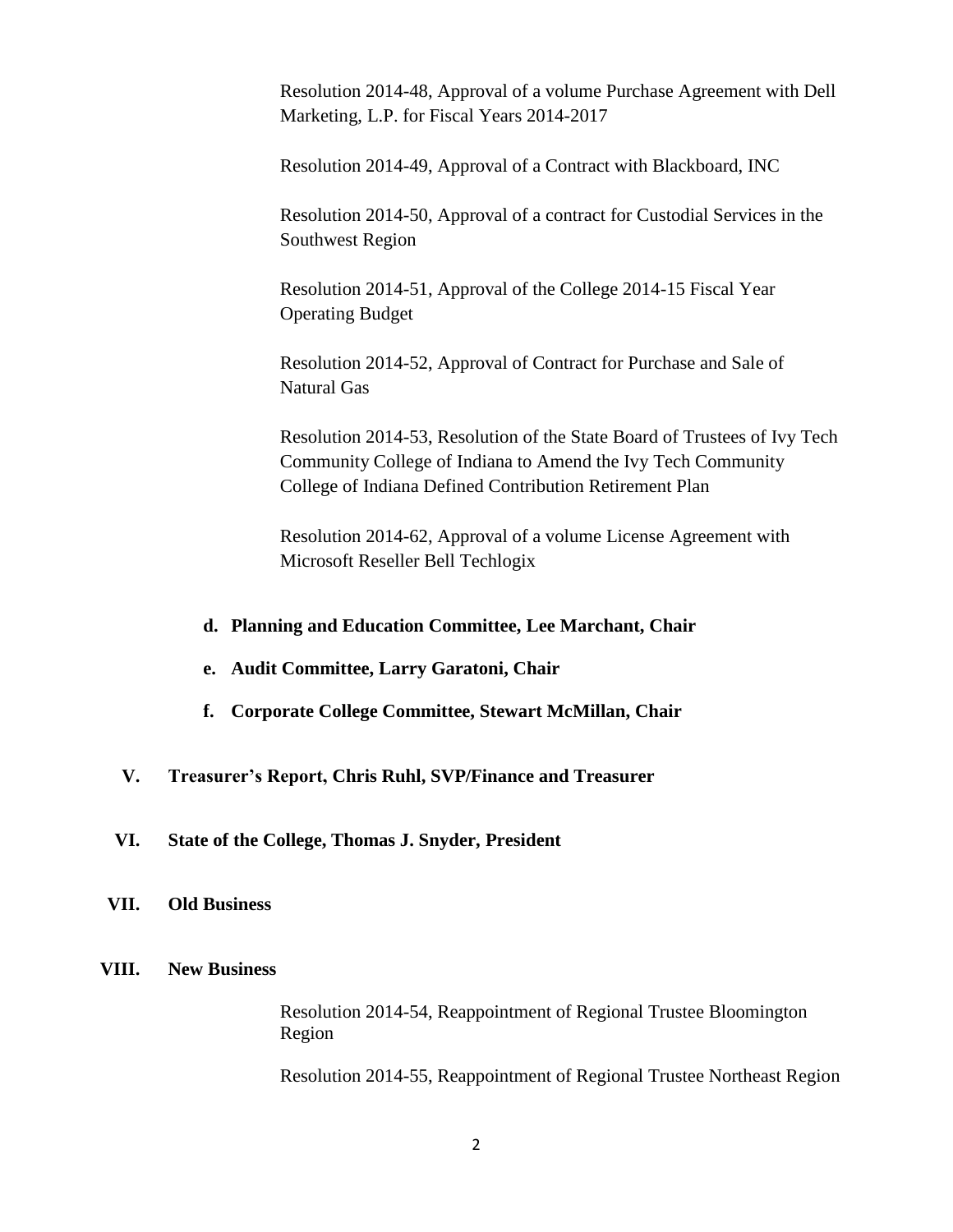Resolution 2014-48, Approval of a volume Purchase Agreement with Dell Marketing, L.P. for Fiscal Years 2014-2017

Resolution 2014-49, Approval of a Contract with Blackboard, INC

Resolution 2014-50, Approval of a contract for Custodial Services in the Southwest Region

Resolution 2014-51, Approval of the College 2014-15 Fiscal Year Operating Budget

Resolution 2014-52, Approval of Contract for Purchase and Sale of Natural Gas

Resolution 2014-53, Resolution of the State Board of Trustees of Ivy Tech Community College of Indiana to Amend the Ivy Tech Community College of Indiana Defined Contribution Retirement Plan

Resolution 2014-62, Approval of a volume License Agreement with Microsoft Reseller Bell Techlogix

**d. Planning and Education Committee, Lee Marchant, Chair**

**e. Audit Committee, Larry Garatoni, Chair**

**f. Corporate College Committee, Stewart McMillan, Chair**

**V. Treasurer's Report, Chris Ruhl, SVP/Finance and Treasurer**

**VI. State of the College, Thomas J. Snyder, President**

**VII. Old Business**

**VIII. New Business**

Resolution 2014-54, Reappointment of Regional Trustee Bloomington Region

Resolution 2014-55, Reappointment of Regional Trustee Northeast Region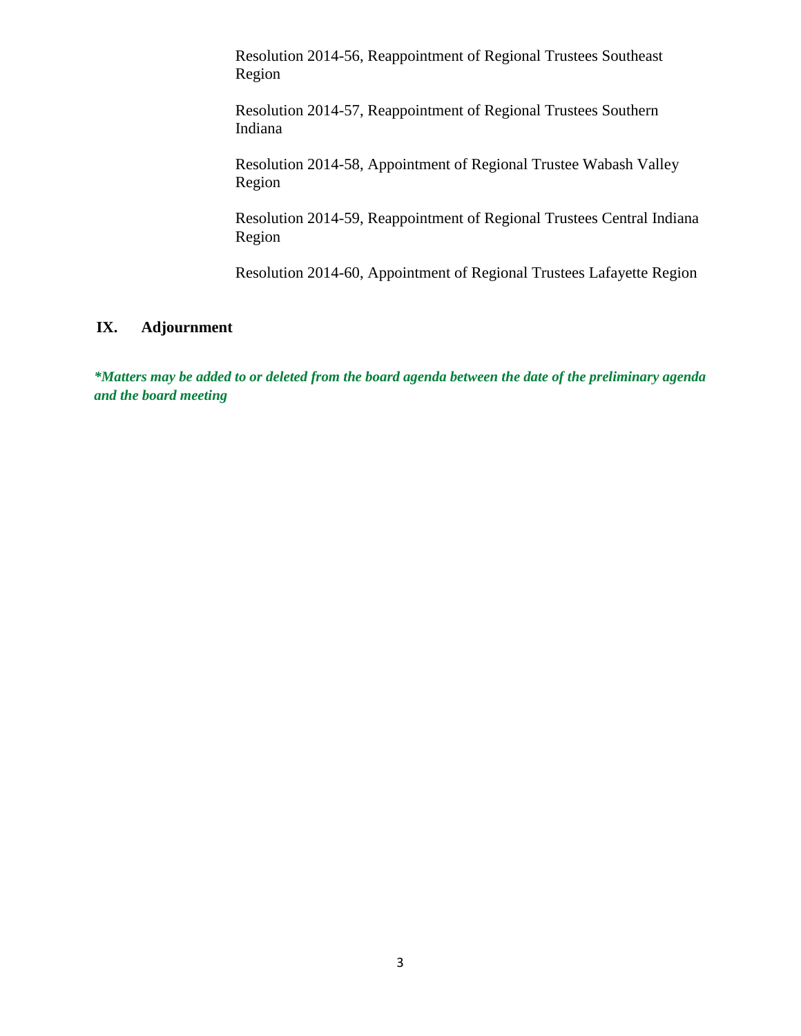Resolution 2014-56, Reappointment of Regional Trustees Southeast Region

Resolution 2014-57, Reappointment of Regional Trustees Southern Indiana

Resolution 2014-58, Appointment of Regional Trustee Wabash Valley Region

Resolution 2014-59, Reappointment of Regional Trustees Central Indiana Region

Resolution 2014-60, Appointment of Regional Trustees Lafayette Region

## IX. Adjournment

***Matters may be added to or deleted from the board agenda between the date of the preliminary agenda and the board meeting***